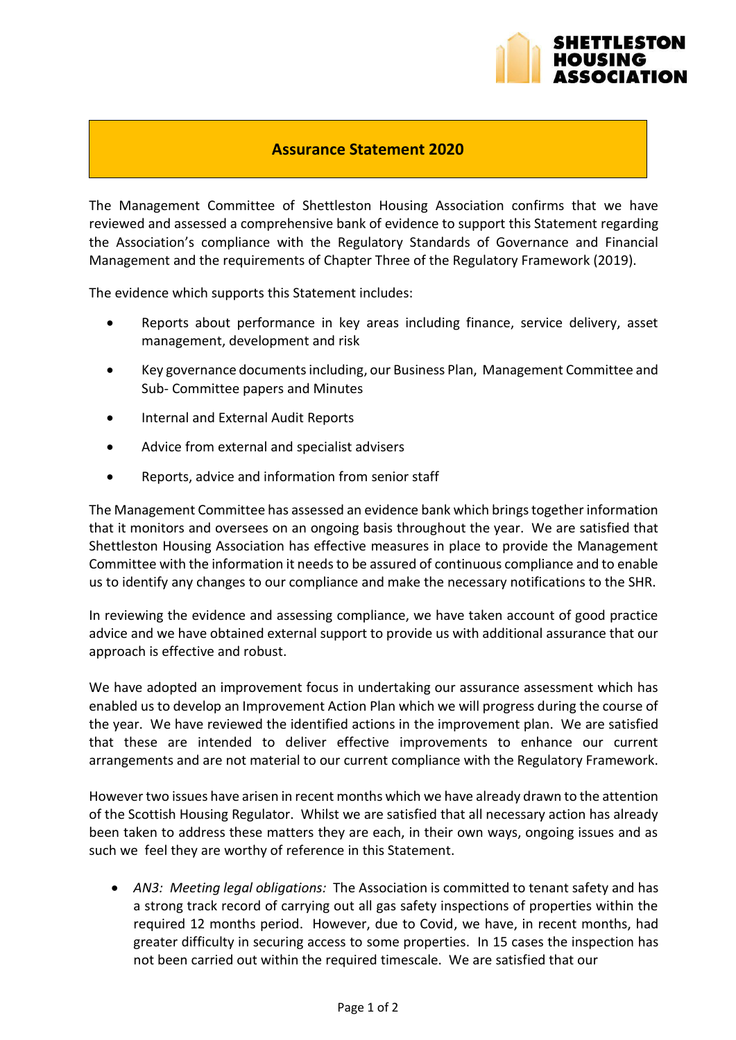# Assurance Statement 2020

The Management Committee of Shettleston Housing Association confirms that we have reviewed and assessed a comprehensive bank of evidence to support this Statement regarding the Association's compliance with the Regulatory Standards of Governance and Financial Management and the requirements of Chapter Three of the Regulatory Framework (2019).

The evidence which supports this Statement includes:

- Reports about performance in key areas including finance, service delivery, asset management, development and risk
- Key governance documents including, our Business Plan, Management Committee and Sub- Committee papers and Minutes
- Internal and External Audit Reports
- Advice from external and specialist advisers
- Reports, advice and information from senior staff

The Management Committee has assessed an evidence bank which brings together information that it monitors and oversees on an ongoing basis throughout the year. We are satisfied that Shettleston Housing Association has effective measures in place to provide the Management Committee with the information it needs to be assured of continuous compliance and to enable us to identify any changes to our compliance and make the necessary notifications to the SHR.

In reviewing the evidence and assessing compliance, we have taken account of good practice advice and we have obtained external support to provide us with additional assurance that our approach is effective and robust.

We have adopted an improvement focus in undertaking our assurance assessment which has enabled us to develop an Improvement Action Plan which we will progress during the course of the year. We have reviewed the identified actions in the improvement plan. We are satisfied that these are intended to deliver effective improvements to enhance our current arrangements and are not material to our current compliance with the Regulatory Framework.

However two issues have arisen in recent months which we have already drawn to the attention of the Scottish Housing Regulator. Whilst we are satisfied that all necessary action has already been taken to address these matters they are each, in their own ways, ongoing issues and as such we feel they are worthy of reference in this Statement.

- *AN3: Meeting legal obligations:* The Association is committed to tenant safety and has a strong track record of carrying out all gas safety inspections of properties within the required 12 months period. However, due to Covid, we have, in recent months, had greater difficulty in securing access to some properties. In 15 cases the inspection has not been carried out within the required timescale. We are satisfied that our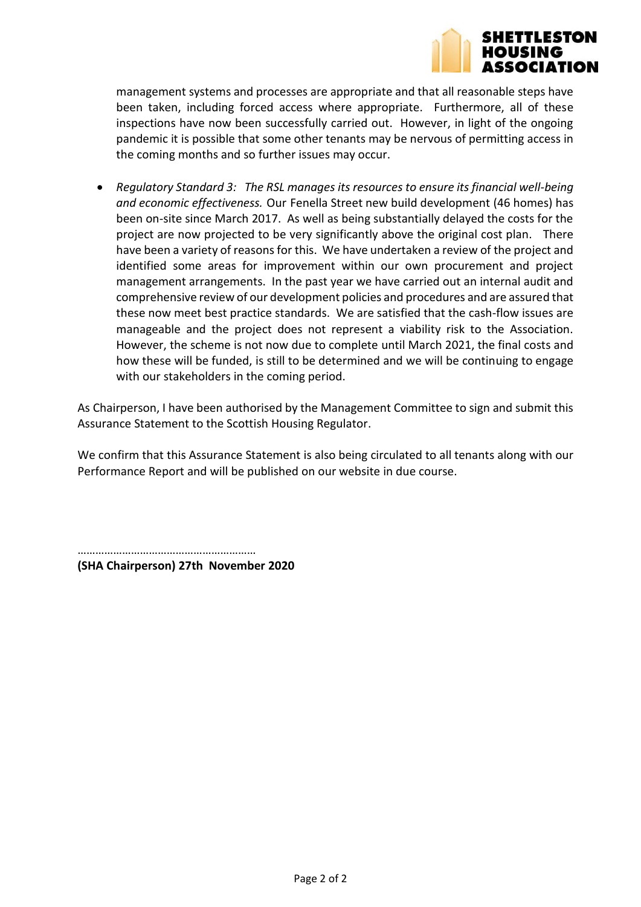management systems and processes are appropriate and that all reasonable steps have been taken, including forced access where appropriate. Furthermore, all of these inspections have now been successfully carried out. However, in light of the ongoing pandemic it is possible that some other tenants may be nervous of permitting access in the coming months and so further issues may occur.

- *Regulatory Standard 3: The RSL manages its resources to ensure its financial well-being and economic effectiveness.* Our Fenella Street new build development (46 homes) has been on-site since March 2017. As well as being substantially delayed the costs for the project are now projected to be very significantly above the original cost plan. There have been a variety of reasons for this. We have undertaken a review of the project and identified some areas for improvement within our own procurement and project management arrangements. In the past year we have carried out an internal audit and comprehensive review of our development policies and procedures and are assured that these now meet best practice standards. We are satisfied that the cash-flow issues are manageable and the project does not represent a viability risk to the Association. However, the scheme is not now due to complete until March 2021, the final costs and how these will be funded, is still to be determined and we will be continuing to engage with our stakeholders in the coming period.

As Chairperson, I have been authorised by the Management Committee to sign and submit this Assurance Statement to the Scottish Housing Regulator.

We confirm that this Assurance Statement is also being circulated to all tenants along with our Performance Report and will be published on our website in due course.

…………………………………………………

**(SHA Chairperson) 27th November 2020**